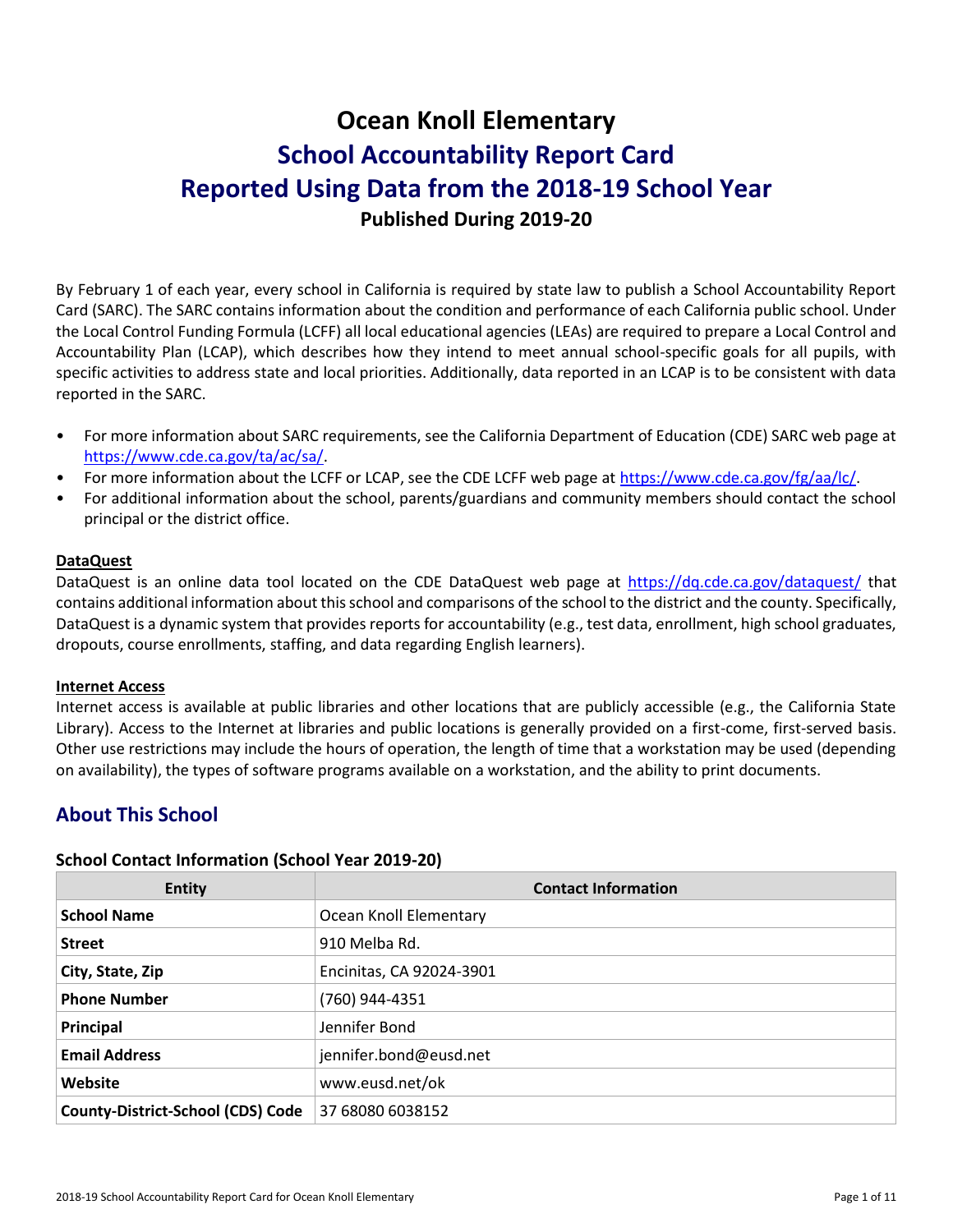# Ocean Knoll Elementary

# School Accountability Report Card

# Reported Using Data from the 2018-19 School Year

**Published During 2019-20**

By February 1 of each year, every school in California is required by state law to publish a School Accountability Report Card (SARC). The SARC contains information about the condition and performance of each California public school. Under the Local Control Funding Formula (LCFF) all local educational agencies (LEAs) are required to prepare a Local Control and Accountability Plan (LCAP), which describes how they intend to meet annual school-specific goals for all pupils, with specific activities to address state and local priorities. Additionally, data reported in an LCAP is to be consistent with data reported in the SARC.

- For more information about SARC requirements, see the California Department of Education (CDE) SARC web page at https://www.cde.ca.gov/ta/ac/sa/.
- For more information about the LCFF or LCAP, see the CDE LCFF web page at https://www.cde.ca.gov/fg/aa/lc/.
- For additional information about the school, parents/guardians and community members should contact the school principal or the district office.

**DataQuest**

DataQuest is an online data tool located on the CDE DataQuest web page at https://dq.cde.ca.gov/dataquest/ that contains additional information about this school and comparisons of the school to the district and the county. Specifically, DataQuest is a dynamic system that provides reports for accountability (e.g., test data, enrollment, high school graduates, dropouts, course enrollments, staffing, and data regarding English learners).

**Internet Access**

Internet access is available at public libraries and other locations that are publicly accessible (e.g., the California State Library). Access to the Internet at libraries and public locations is generally provided on a first-come, first-served basis. Other use restrictions may include the hours of operation, the length of time that a workstation may be used (depending on availability), the types of software programs available on a workstation, and the ability to print documents.

## About This School

### School Contact Information (School Year 2019-20)

| Entity | Contact Information |
|---|---|
| **School Name** | Ocean Knoll Elementary |
| **Street** | 910 Melba Rd. |
| **City, State, Zip** | Encinitas, CA 92024-3901 |
| **Phone Number** | (760) 944-4351 |
| **Principal** | Jennifer Bond |
| **Email Address** | jennifer.bond@eusd.net |
| **Website** | www.eusd.net/ok |
| **County-District-School (CDS) Code** | 37 68080 6038152 |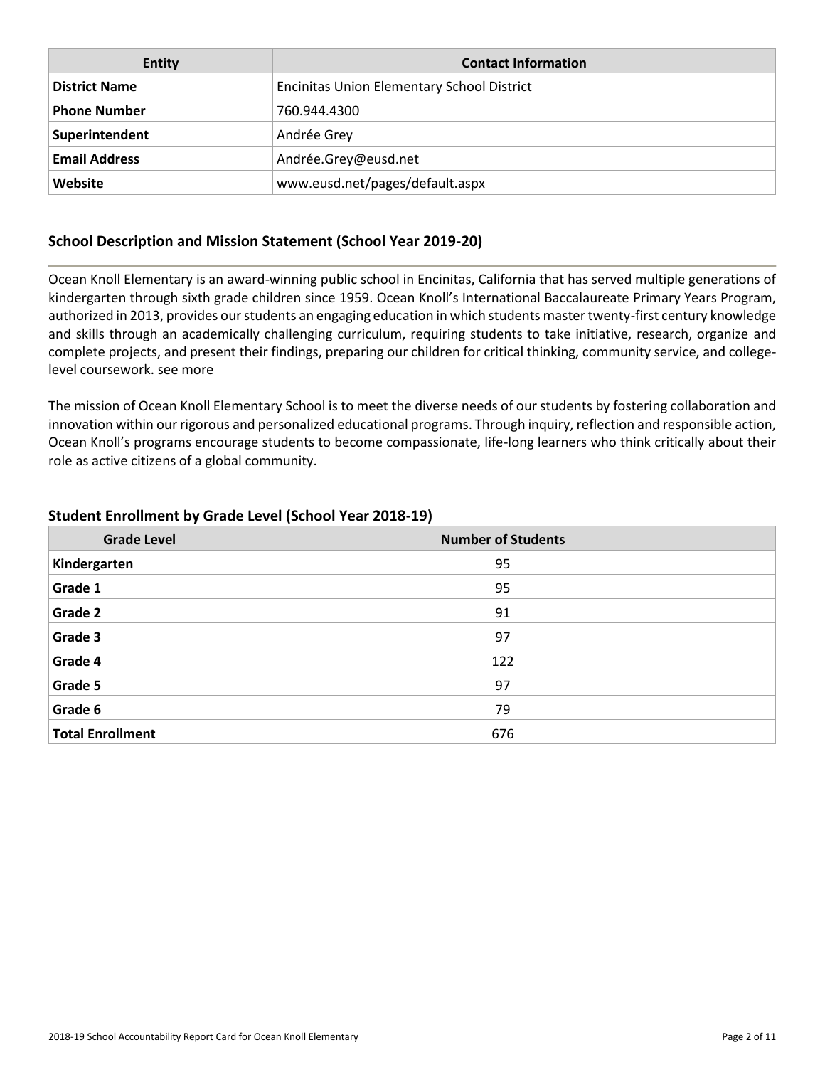| Entity | Contact Information |
| --- | --- |
| **District Name** | Encinitas Union Elementary School District |
| **Phone Number** | 760.944.4300 |
| **Superintendent** | Andrée Grey |
| **Email Address** | Andrée.Grey@eusd.net |
| **Website** | www.eusd.net/pages/default.aspx |

## School Description and Mission Statement (School Year 2019-20)

Ocean Knoll Elementary is an award-winning public school in Encinitas, California that has served multiple generations of kindergarten through sixth grade children since 1959. Ocean Knoll's International Baccalaureate Primary Years Program, authorized in 2013, provides our students an engaging education in which students master twenty-first century knowledge and skills through an academically challenging curriculum, requiring students to take initiative, research, organize and complete projects, and present their findings, preparing our children for critical thinking, community service, and college-level coursework. see more

The mission of Ocean Knoll Elementary School is to meet the diverse needs of our students by fostering collaboration and innovation within our rigorous and personalized educational programs. Through inquiry, reflection and responsible action, Ocean Knoll's programs encourage students to become compassionate, life-long learners who think critically about their role as active citizens of a global community.

## Student Enrollment by Grade Level (School Year 2018-19)

| Grade Level | Number of Students |
| --- | --- |
| **Kindergarten** | 95 |
| **Grade 1** | 95 |
| **Grade 2** | 91 |
| **Grade 3** | 97 |
| **Grade 4** | 122 |
| **Grade 5** | 97 |
| **Grade 6** | 79 |
| **Total Enrollment** | 676 |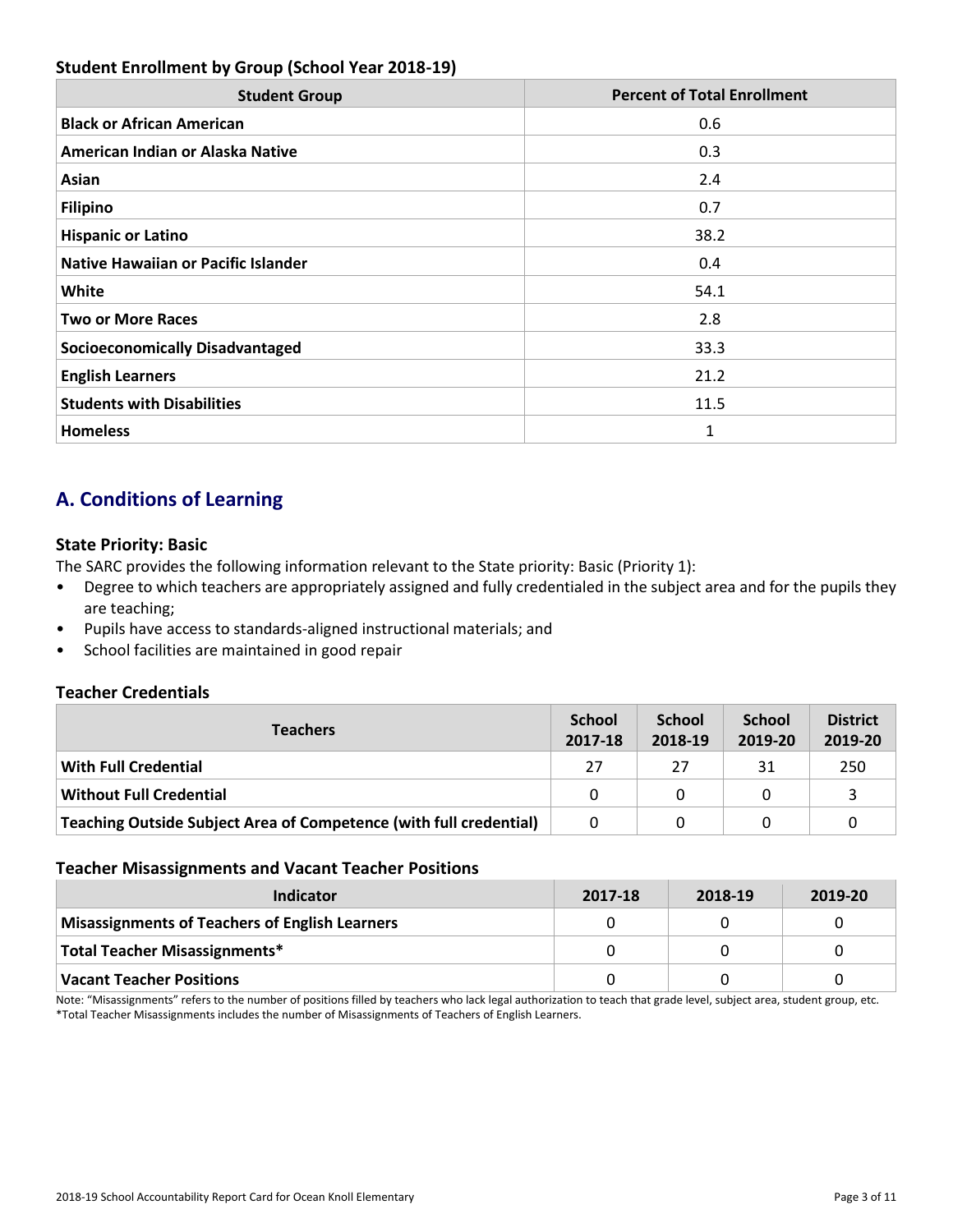### Student Enrollment by Group (School Year 2018-19)

| Student Group | Percent of Total Enrollment |
|---|---|
| **Black or African American** | 0.6 |
| **American Indian or Alaska Native** | 0.3 |
| **Asian** | 2.4 |
| **Filipino** | 0.7 |
| **Hispanic or Latino** | 38.2 |
| **Native Hawaiian or Pacific Islander** | 0.4 |
| **White** | 54.1 |
| **Two or More Races** | 2.8 |
| **Socioeconomically Disadvantaged** | 33.3 |
| **English Learners** | 21.2 |
| **Students with Disabilities** | 11.5 |
| **Homeless** | 1 |

## A. Conditions of Learning

### State Priority: Basic

The SARC provides the following information relevant to the State priority: Basic (Priority 1):

- Degree to which teachers are appropriately assigned and fully credentialed in the subject area and for the pupils they are teaching;
- Pupils have access to standards-aligned instructional materials; and
- School facilities are maintained in good repair

### Teacher Credentials

| Teachers | School 2017-18 | School 2018-19 | School 2019-20 | District 2019-20 |
|---|---|---|---|---|
| **With Full Credential** | 27 | 27 | 31 | 250 |
| **Without Full Credential** | 0 | 0 | 0 | 3 |
| **Teaching Outside Subject Area of Competence (with full credential)** | 0 | 0 | 0 | 0 |

### Teacher Misassignments and Vacant Teacher Positions

| Indicator | 2017-18 | 2018-19 | 2019-20 |
|---|---|---|---|
| **Misassignments of Teachers of English Learners** | 0 | 0 | 0 |
| **Total Teacher Misassignments*** | 0 | 0 | 0 |
| **Vacant Teacher Positions** | 0 | 0 | 0 |

Note: "Misassignments" refers to the number of positions filled by teachers who lack legal authorization to teach that grade level, subject area, student group, etc.
*Total Teacher Misassignments includes the number of Misassignments of Teachers of English Learners.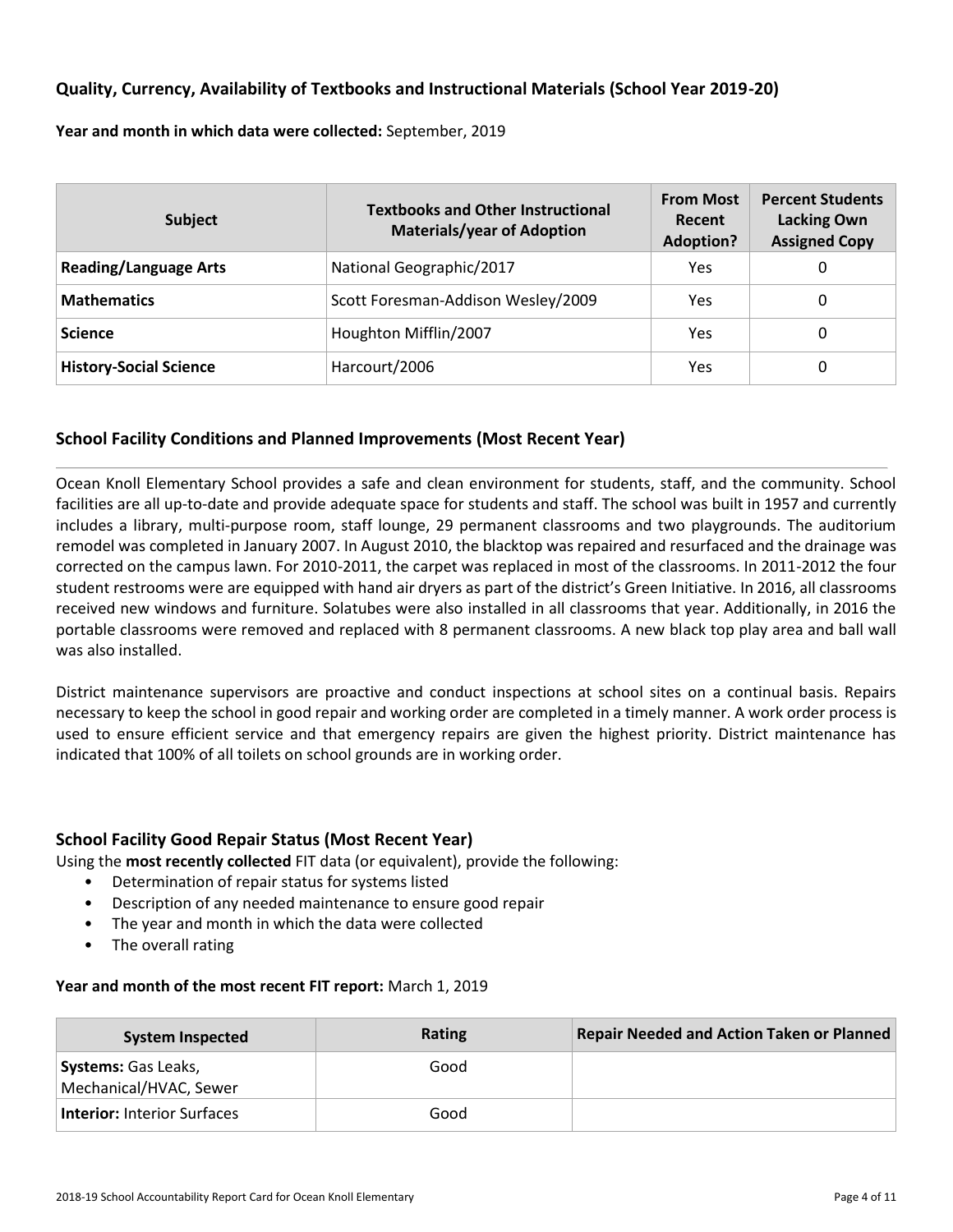### Quality, Currency, Availability of Textbooks and Instructional Materials (School Year 2019-20)

**Year and month in which data were collected:** September, 2019

| Subject | Textbooks and Other Instructional Materials/year of Adoption | From Most Recent Adoption? | Percent Students Lacking Own Assigned Copy |
|---|---|---|---|
| **Reading/Language Arts** | National Geographic/2017 | Yes | 0 |
| **Mathematics** | Scott Foresman-Addison Wesley/2009 | Yes | 0 |
| **Science** | Houghton Mifflin/2007 | Yes | 0 |
| **History-Social Science** | Harcourt/2006 | Yes | 0 |

### School Facility Conditions and Planned Improvements (Most Recent Year)

Ocean Knoll Elementary School provides a safe and clean environment for students, staff, and the community. School facilities are all up-to-date and provide adequate space for students and staff. The school was built in 1957 and currently includes a library, multi-purpose room, staff lounge, 29 permanent classrooms and two playgrounds. The auditorium remodel was completed in January 2007. In August 2010, the blacktop was repaired and resurfaced and the drainage was corrected on the campus lawn. For 2010-2011, the carpet was replaced in most of the classrooms. In 2011-2012 the four student restrooms were are equipped with hand air dryers as part of the district's Green Initiative. In 2016, all classrooms received new windows and furniture. Solatubes were also installed in all classrooms that year. Additionally, in 2016 the portable classrooms were removed and replaced with 8 permanent classrooms. A new black top play area and ball wall was also installed.

District maintenance supervisors are proactive and conduct inspections at school sites on a continual basis. Repairs necessary to keep the school in good repair and working order are completed in a timely manner. A work order process is used to ensure efficient service and that emergency repairs are given the highest priority. District maintenance has indicated that 100% of all toilets on school grounds are in working order.

### School Facility Good Repair Status (Most Recent Year)

Using the **most recently collected** FIT data (or equivalent), provide the following:

- Determination of repair status for systems listed
- Description of any needed maintenance to ensure good repair
- The year and month in which the data were collected
- The overall rating

**Year and month of the most recent FIT report:** March 1, 2019

| System Inspected | Rating | Repair Needed and Action Taken or Planned |
|---|---|---|
| **Systems:** Gas Leaks, Mechanical/HVAC, Sewer | Good | |
| **Interior:** Interior Surfaces | Good | |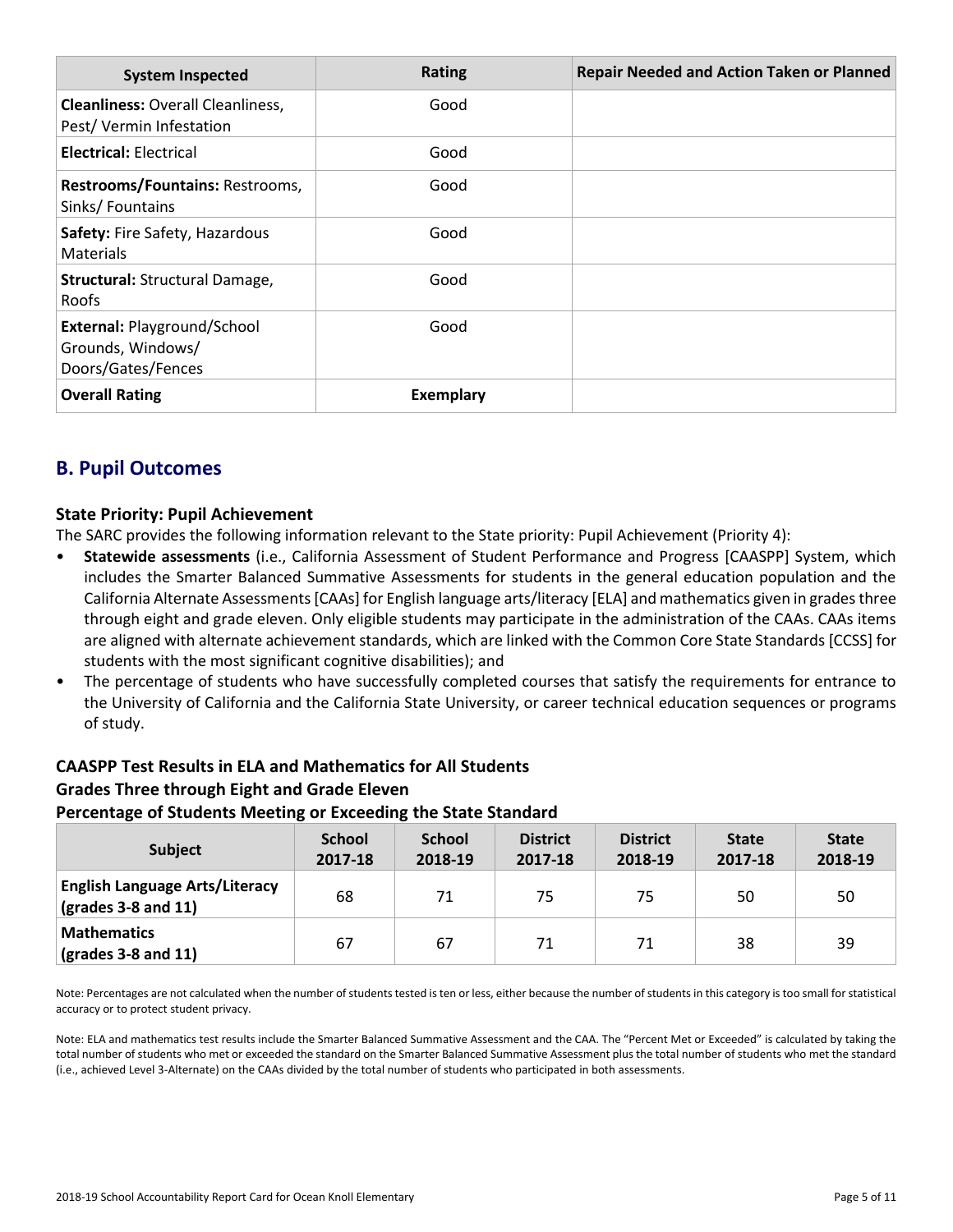| System Inspected | Rating | Repair Needed and Action Taken or Planned |
| --- | --- | --- |
| **Cleanliness:** Overall Cleanliness, Pest/ Vermin Infestation | Good | |
| **Electrical:** Electrical | Good | |
| **Restrooms/Fountains:** Restrooms, Sinks/ Fountains | Good | |
| **Safety:** Fire Safety, Hazardous Materials | Good | |
| **Structural:** Structural Damage, Roofs | Good | |
| **External:** Playground/School Grounds, Windows/ Doors/Gates/Fences | Good | |
| **Overall Rating** | **Exemplary** | |

## B. Pupil Outcomes

### State Priority: Pupil Achievement

The SARC provides the following information relevant to the State priority: Pupil Achievement (Priority 4):

- **Statewide assessments** (i.e., California Assessment of Student Performance and Progress [CAASPP] System, which includes the Smarter Balanced Summative Assessments for students in the general education population and the California Alternate Assessments [CAAs] for English language arts/literacy [ELA] and mathematics given in grades three through eight and grade eleven. Only eligible students may participate in the administration of the CAAs. CAAs items are aligned with alternate achievement standards, which are linked with the Common Core State Standards [CCSS] for students with the most significant cognitive disabilities); and
- The percentage of students who have successfully completed courses that satisfy the requirements for entrance to the University of California and the California State University, or career technical education sequences or programs of study.

### CAASPP Test Results in ELA and Mathematics for All Students
### Grades Three through Eight and Grade Eleven
### Percentage of Students Meeting or Exceeding the State Standard

| Subject | School 2017-18 | School 2018-19 | District 2017-18 | District 2018-19 | State 2017-18 | State 2018-19 |
| --- | --- | --- | --- | --- | --- | --- |
| **English Language Arts/Literacy (grades 3-8 and 11)** | 68 | 71 | 75 | 75 | 50 | 50 |
| **Mathematics (grades 3-8 and 11)** | 67 | 67 | 71 | 71 | 38 | 39 |

Note: Percentages are not calculated when the number of students tested is ten or less, either because the number of students in this category is too small for statistical accuracy or to protect student privacy.

Note: ELA and mathematics test results include the Smarter Balanced Summative Assessment and the CAA. The "Percent Met or Exceeded" is calculated by taking the total number of students who met or exceeded the standard on the Smarter Balanced Summative Assessment plus the total number of students who met the standard (i.e., achieved Level 3-Alternate) on the CAAs divided by the total number of students who participated in both assessments.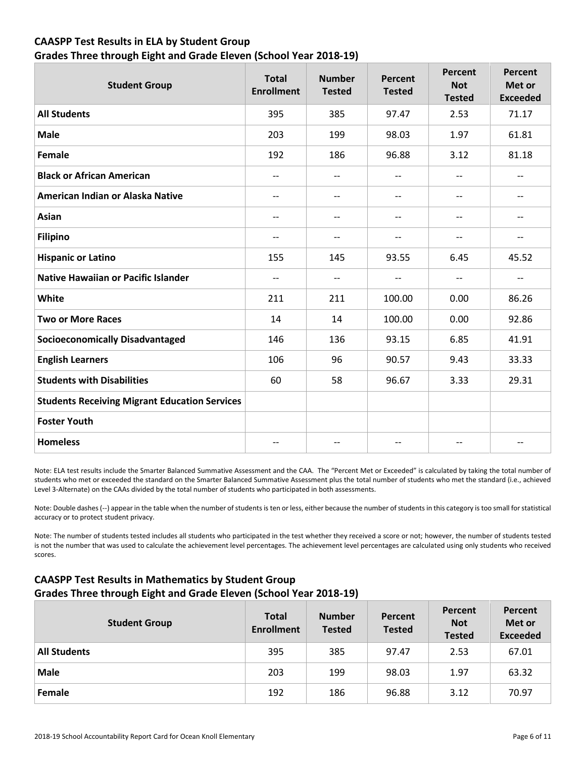## CAASPP Test Results in ELA by Student Group
## Grades Three through Eight and Grade Eleven (School Year 2018-19)

| Student Group | Total Enrollment | Number Tested | Percent Tested | Percent Not Tested | Percent Met or Exceeded |
|---|---|---|---|---|---|
| **All Students** | 395 | 385 | 97.47 | 2.53 | 71.17 |
| **Male** | 203 | 199 | 98.03 | 1.97 | 61.81 |
| **Female** | 192 | 186 | 96.88 | 3.12 | 81.18 |
| **Black or African American** | -- | -- | -- | -- | -- |
| **American Indian or Alaska Native** | -- | -- | -- | -- | -- |
| **Asian** | -- | -- | -- | -- | -- |
| **Filipino** | -- | -- | -- | -- | -- |
| **Hispanic or Latino** | 155 | 145 | 93.55 | 6.45 | 45.52 |
| **Native Hawaiian or Pacific Islander** | -- | -- | -- | -- | -- |
| **White** | 211 | 211 | 100.00 | 0.00 | 86.26 |
| **Two or More Races** | 14 | 14 | 100.00 | 0.00 | 92.86 |
| **Socioeconomically Disadvantaged** | 146 | 136 | 93.15 | 6.85 | 41.91 |
| **English Learners** | 106 | 96 | 90.57 | 9.43 | 33.33 |
| **Students with Disabilities** | 60 | 58 | 96.67 | 3.33 | 29.31 |
| **Students Receiving Migrant Education Services** | | | | | |
| **Foster Youth** | | | | | |
| **Homeless** | -- | -- | -- | -- | -- |

Note: ELA test results include the Smarter Balanced Summative Assessment and the CAA. The "Percent Met or Exceeded" is calculated by taking the total number of students who met or exceeded the standard on the Smarter Balanced Summative Assessment plus the total number of students who met the standard (i.e., achieved Level 3-Alternate) on the CAAs divided by the total number of students who participated in both assessments.

Note: Double dashes (--) appear in the table when the number of students is ten or less, either because the number of students in this category is too small for statistical accuracy or to protect student privacy.

Note: The number of students tested includes all students who participated in the test whether they received a score or not; however, the number of students tested is not the number that was used to calculate the achievement level percentages. The achievement level percentages are calculated using only students who received scores.

## CAASPP Test Results in Mathematics by Student Group
## Grades Three through Eight and Grade Eleven (School Year 2018-19)

| Student Group | Total Enrollment | Number Tested | Percent Tested | Percent Not Tested | Percent Met or Exceeded |
|---|---|---|---|---|---|
| **All Students** | 395 | 385 | 97.47 | 2.53 | 67.01 |
| **Male** | 203 | 199 | 98.03 | 1.97 | 63.32 |
| **Female** | 192 | 186 | 96.88 | 3.12 | 70.97 |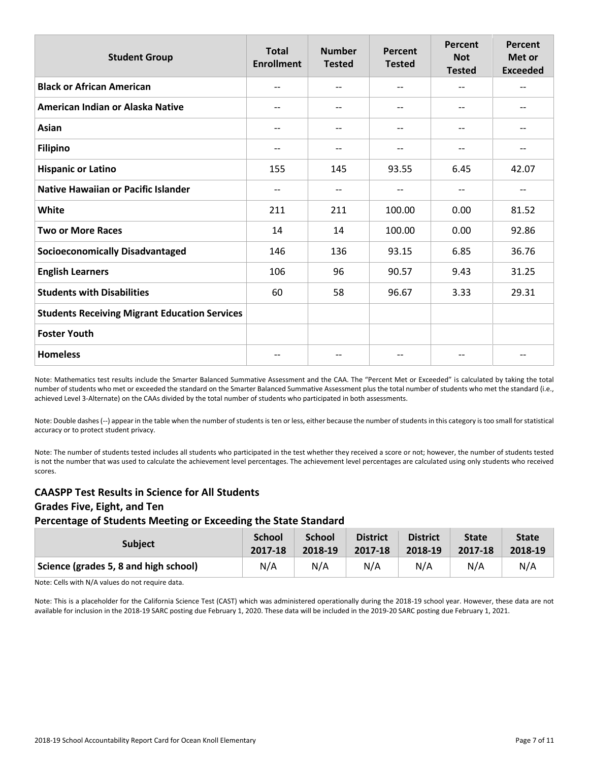| Student Group | Total Enrollment | Number Tested | Percent Tested | Percent Not Tested | Percent Met or Exceeded |
|---|---|---|---|---|---|
| **Black or African American** | -- | -- | -- | -- | -- |
| **American Indian or Alaska Native** | -- | -- | -- | -- | -- |
| **Asian** | -- | -- | -- | -- | -- |
| **Filipino** | -- | -- | -- | -- | -- |
| **Hispanic or Latino** | 155 | 145 | 93.55 | 6.45 | 42.07 |
| **Native Hawaiian or Pacific Islander** | -- | -- | -- | -- | -- |
| **White** | 211 | 211 | 100.00 | 0.00 | 81.52 |
| **Two or More Races** | 14 | 14 | 100.00 | 0.00 | 92.86 |
| **Socioeconomically Disadvantaged** | 146 | 136 | 93.15 | 6.85 | 36.76 |
| **English Learners** | 106 | 96 | 90.57 | 9.43 | 31.25 |
| **Students with Disabilities** | 60 | 58 | 96.67 | 3.33 | 29.31 |
| **Students Receiving Migrant Education Services** | | | | | |
| **Foster Youth** | | | | | |
| **Homeless** | -- | -- | -- | -- | -- |

Note: Mathematics test results include the Smarter Balanced Summative Assessment and the CAA. The "Percent Met or Exceeded" is calculated by taking the total number of students who met or exceeded the standard on the Smarter Balanced Summative Assessment plus the total number of students who met the standard (i.e., achieved Level 3-Alternate) on the CAAs divided by the total number of students who participated in both assessments.

Note: Double dashes (--) appear in the table when the number of students is ten or less, either because the number of students in this category is too small for statistical accuracy or to protect student privacy.

Note: The number of students tested includes all students who participated in the test whether they received a score or not; however, the number of students tested is not the number that was used to calculate the achievement level percentages. The achievement level percentages are calculated using only students who received scores.

### CAASPP Test Results in Science for All Students
### Grades Five, Eight, and Ten
### Percentage of Students Meeting or Exceeding the State Standard

| Subject | School 2017-18 | School 2018-19 | District 2017-18 | District 2018-19 | State 2017-18 | State 2018-19 |
|---|---|---|---|---|---|---|
| **Science (grades 5, 8 and high school)** | N/A | N/A | N/A | N/A | N/A | N/A |

Note: Cells with N/A values do not require data.

Note: This is a placeholder for the California Science Test (CAST) which was administered operationally during the 2018-19 school year. However, these data are not available for inclusion in the 2018-19 SARC posting due February 1, 2020. These data will be included in the 2019-20 SARC posting due February 1, 2021.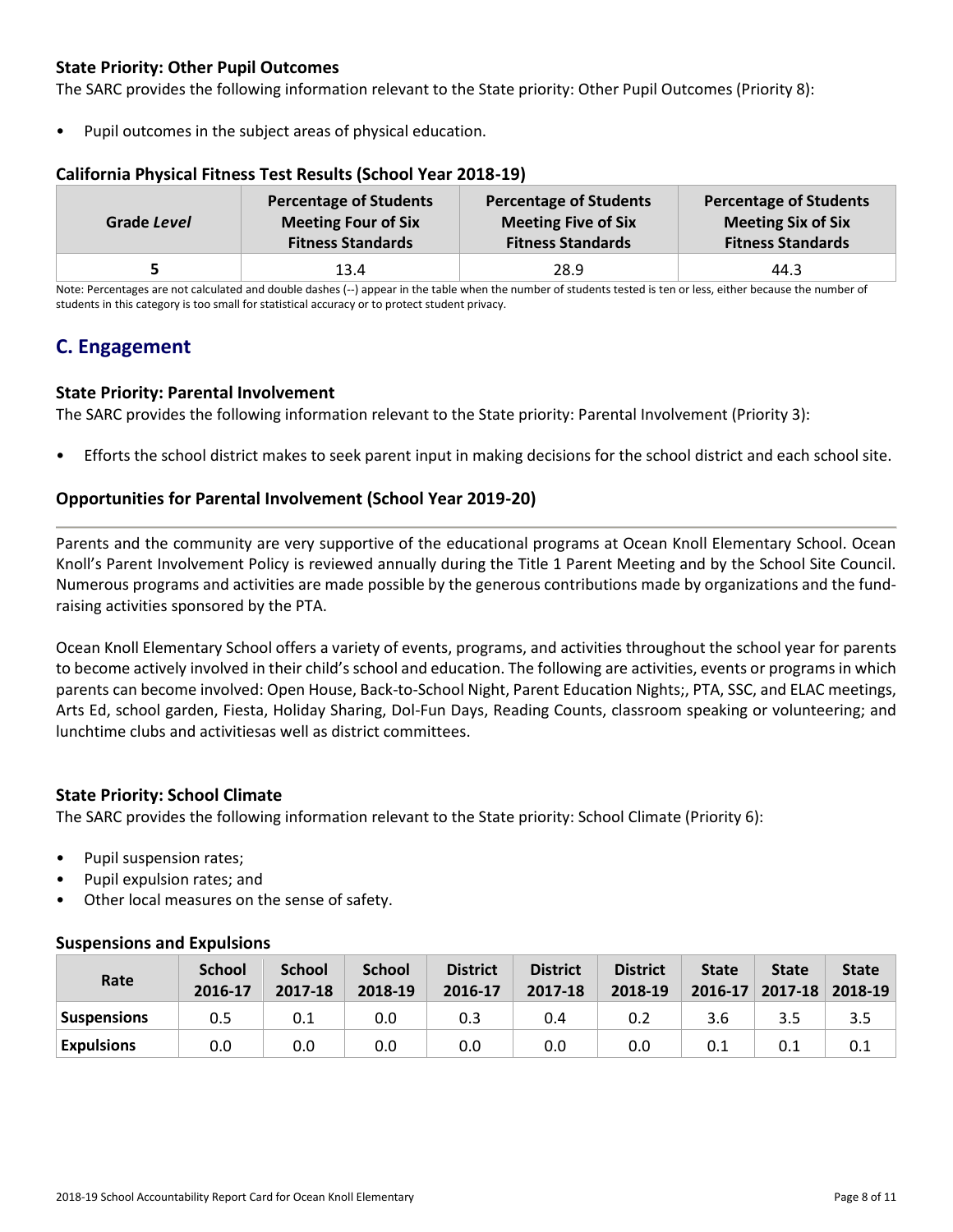### State Priority: Other Pupil Outcomes

The SARC provides the following information relevant to the State priority: Other Pupil Outcomes (Priority 8):

- Pupil outcomes in the subject areas of physical education.

#### California Physical Fitness Test Results (School Year 2018-19)

| Grade *Level* | Percentage of Students Meeting Four of Six Fitness Standards | Percentage of Students Meeting Five of Six Fitness Standards | Percentage of Students Meeting Six of Six Fitness Standards |
|---|---|---|---|
| 5 | 13.4 | 28.9 | 44.3 |

Note: Percentages are not calculated and double dashes (--) appear in the table when the number of students tested is ten or less, either because the number of students in this category is too small for statistical accuracy or to protect student privacy.

## C. Engagement

### State Priority: Parental Involvement

The SARC provides the following information relevant to the State priority: Parental Involvement (Priority 3):

- Efforts the school district makes to seek parent input in making decisions for the school district and each school site.

### Opportunities for Parental Involvement (School Year 2019-20)

Parents and the community are very supportive of the educational programs at Ocean Knoll Elementary School. Ocean Knoll's Parent Involvement Policy is reviewed annually during the Title 1 Parent Meeting and by the School Site Council. Numerous programs and activities are made possible by the generous contributions made by organizations and the fund-raising activities sponsored by the PTA.

Ocean Knoll Elementary School offers a variety of events, programs, and activities throughout the school year for parents to become actively involved in their child's school and education. The following are activities, events or programs in which parents can become involved: Open House, Back-to-School Night, Parent Education Nights;, PTA, SSC, and ELAC meetings, Arts Ed, school garden, Fiesta, Holiday Sharing, Dol-Fun Days, Reading Counts, classroom speaking or volunteering; and lunchtime clubs and activitiesas well as district committees.

### State Priority: School Climate

The SARC provides the following information relevant to the State priority: School Climate (Priority 6):

- Pupil suspension rates;
- Pupil expulsion rates; and
- Other local measures on the sense of safety.

#### Suspensions and Expulsions

| Rate | School 2016-17 | School 2017-18 | School 2018-19 | District 2016-17 | District 2017-18 | District 2018-19 | State 2016-17 | State 2017-18 | State 2018-19 |
|---|---|---|---|---|---|---|---|---|---|
| Suspensions | 0.5 | 0.1 | 0.0 | 0.3 | 0.4 | 0.2 | 3.6 | 3.5 | 3.5 |
| Expulsions | 0.0 | 0.0 | 0.0 | 0.0 | 0.0 | 0.0 | 0.1 | 0.1 | 0.1 |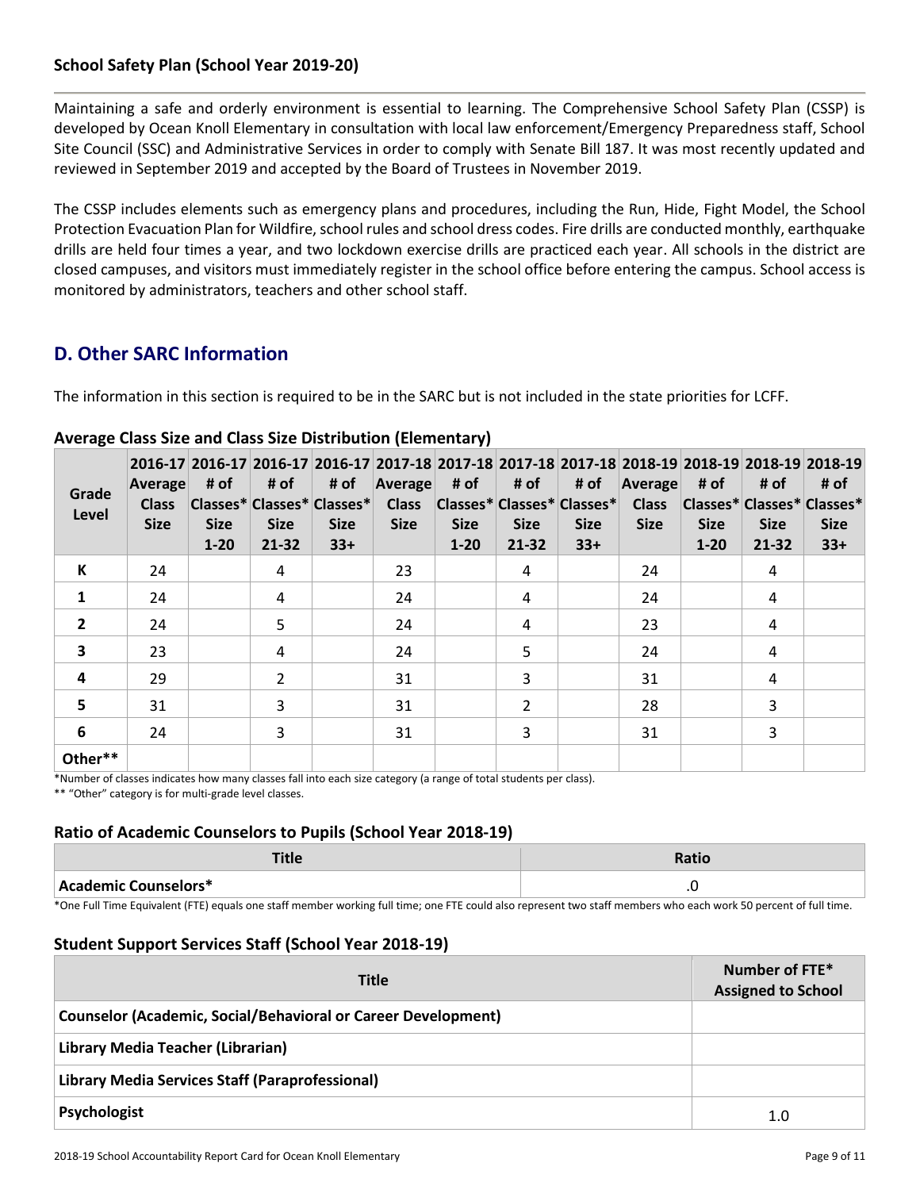### School Safety Plan (School Year 2019-20)

Maintaining a safe and orderly environment is essential to learning. The Comprehensive School Safety Plan (CSSP) is developed by Ocean Knoll Elementary in consultation with local law enforcement/Emergency Preparedness staff, School Site Council (SSC) and Administrative Services in order to comply with Senate Bill 187. It was most recently updated and reviewed in September 2019 and accepted by the Board of Trustees in November 2019.

The CSSP includes elements such as emergency plans and procedures, including the Run, Hide, Fight Model, the School Protection Evacuation Plan for Wildfire, school rules and school dress codes. Fire drills are conducted monthly, earthquake drills are held four times a year, and two lockdown exercise drills are practiced each year. All schools in the district are closed campuses, and visitors must immediately register in the school office before entering the campus. School access is monitored by administrators, teachers and other school staff.

## D. Other SARC Information

The information in this section is required to be in the SARC but is not included in the state priorities for LCFF.

### Average Class Size and Class Size Distribution (Elementary)

| Grade Level | 2016-17 Average Class Size | 2016-17 # of Classes* Size 1-20 | 2016-17 # of Classes* Size 21-32 | 2016-17 # of Classes* Size 33+ | 2017-18 Average Class Size | 2017-18 # of Classes* Size 1-20 | 2017-18 # of Classes* Size 21-32 | 2017-18 # of Classes* Size 33+ | 2018-19 Average Class Size | 2018-19 # of Classes* Size 1-20 | 2018-19 # of Classes* Size 21-32 | 2018-19 # of Classes* Size 33+ |
|---|---|---|---|---|---|---|---|---|---|---|---|---|
| K | 24 | | 4 | | 23 | | 4 | | 24 | | 4 | |
| 1 | 24 | | 4 | | 24 | | 4 | | 24 | | 4 | |
| 2 | 24 | | 5 | | 24 | | 4 | | 23 | | 4 | |
| 3 | 23 | | 4 | | 24 | | 5 | | 24 | | 4 | |
| 4 | 29 | | 2 | | 31 | | 3 | | 31 | | 4 | |
| 5 | 31 | | 3 | | 31 | | 2 | | 28 | | 3 | |
| 6 | 24 | | 3 | | 31 | | 3 | | 31 | | 3 | |
| Other** | | | | | | | | | | | | |

*Number of classes indicates how many classes fall into each size category (a range of total students per class).

** "Other" category is for multi-grade level classes.

### Ratio of Academic Counselors to Pupils (School Year 2018-19)

| Title | Ratio |
|---|---|
| Academic Counselors* | .0 |

*One Full Time Equivalent (FTE) equals one staff member working full time; one FTE could also represent two staff members who each work 50 percent of full time.

### Student Support Services Staff (School Year 2018-19)

| Title | Number of FTE* Assigned to School |
|---|---|
| Counselor (Academic, Social/Behavioral or Career Development) | |
| Library Media Teacher (Librarian) | |
| Library Media Services Staff (Paraprofessional) | |
| Psychologist | 1.0 |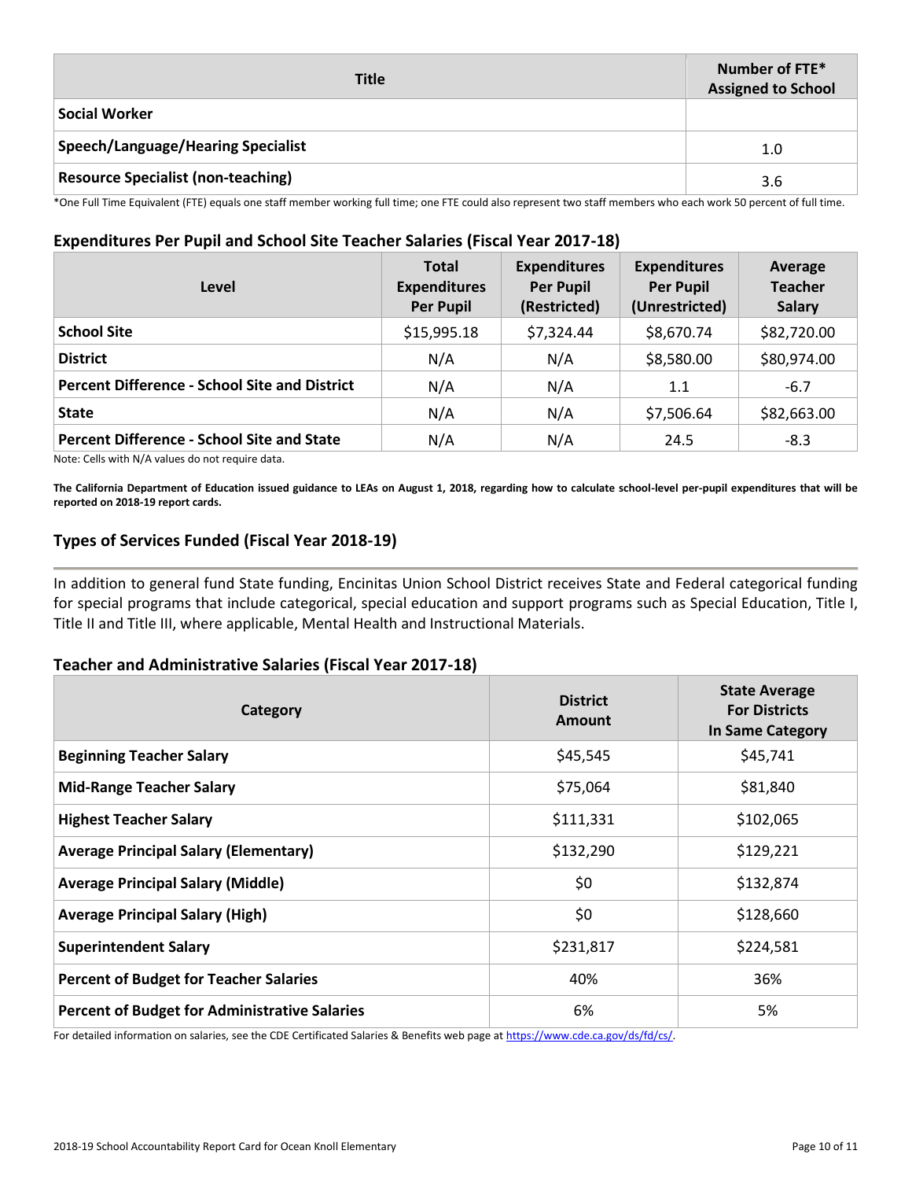| Title | Number of FTE* Assigned to School |
|---|---|
| Social Worker | |
| Speech/Language/Hearing Specialist | 1.0 |
| Resource Specialist (non-teaching) | 3.6 |

*One Full Time Equivalent (FTE) equals one staff member working full time; one FTE could also represent two staff members who each work 50 percent of full time.

### Expenditures Per Pupil and School Site Teacher Salaries (Fiscal Year 2017-18)

| Level | Total Expenditures Per Pupil | Expenditures Per Pupil (Restricted) | Expenditures Per Pupil (Unrestricted) | Average Teacher Salary |
|---|---|---|---|---|
| **School Site** | $15,995.18 | $7,324.44 | $8,670.74 | $82,720.00 |
| **District** | N/A | N/A | $8,580.00 | $80,974.00 |
| **Percent Difference - School Site and District** | N/A | N/A | 1.1 | -6.7 |
| **State** | N/A | N/A | $7,506.64 | $82,663.00 |
| **Percent Difference - School Site and State** | N/A | N/A | 24.5 | -8.3 |

Note: Cells with N/A values do not require data.

**The California Department of Education issued guidance to LEAs on August 1, 2018, regarding how to calculate school-level per-pupil expenditures that will be reported on 2018-19 report cards.**

### Types of Services Funded (Fiscal Year 2018-19)

In addition to general fund State funding, Encinitas Union School District receives State and Federal categorical funding for special programs that include categorical, special education and support programs such as Special Education, Title I, Title II and Title III, where applicable, Mental Health and Instructional Materials.

### Teacher and Administrative Salaries (Fiscal Year 2017-18)

| Category | District Amount | State Average For Districts In Same Category |
|---|---|---|
| **Beginning Teacher Salary** | $45,545 | $45,741 |
| **Mid-Range Teacher Salary** | $75,064 | $81,840 |
| **Highest Teacher Salary** | $111,331 | $102,065 |
| **Average Principal Salary (Elementary)** | $132,290 | $129,221 |
| **Average Principal Salary (Middle)** | $0 | $132,874 |
| **Average Principal Salary (High)** | $0 | $128,660 |
| **Superintendent Salary** | $231,817 | $224,581 |
| **Percent of Budget for Teacher Salaries** | 40% | 36% |
| **Percent of Budget for Administrative Salaries** | 6% | 5% |

For detailed information on salaries, see the CDE Certificated Salaries & Benefits web page at https://www.cde.ca.gov/ds/fd/cs/.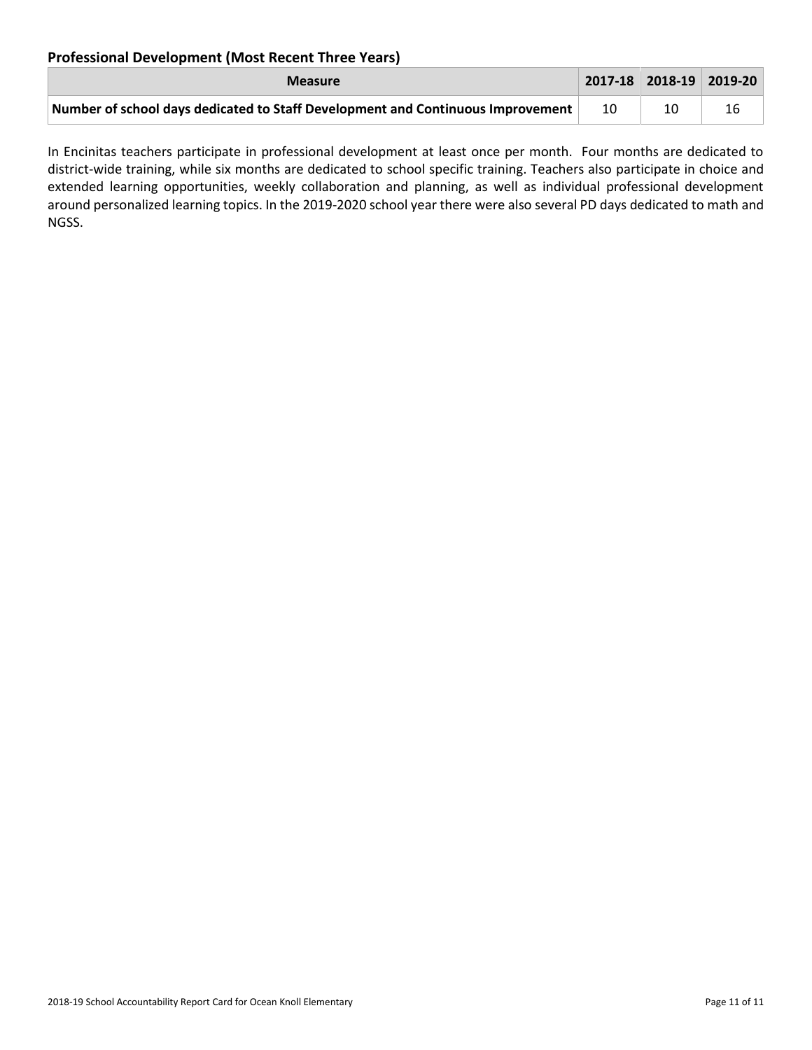### Professional Development (Most Recent Three Years)

| Measure | 2017-18 | 2018-19 | 2019-20 |
| --- | --- | --- | --- |
| Number of school days dedicated to Staff Development and Continuous Improvement | 10 | 10 | 16 |

In Encinitas teachers participate in professional development at least once per month. Four months are dedicated to district-wide training, while six months are dedicated to school specific training. Teachers also participate in choice and extended learning opportunities, weekly collaboration and planning, as well as individual professional development around personalized learning topics. In the 2019-2020 school year there were also several PD days dedicated to math and NGSS.